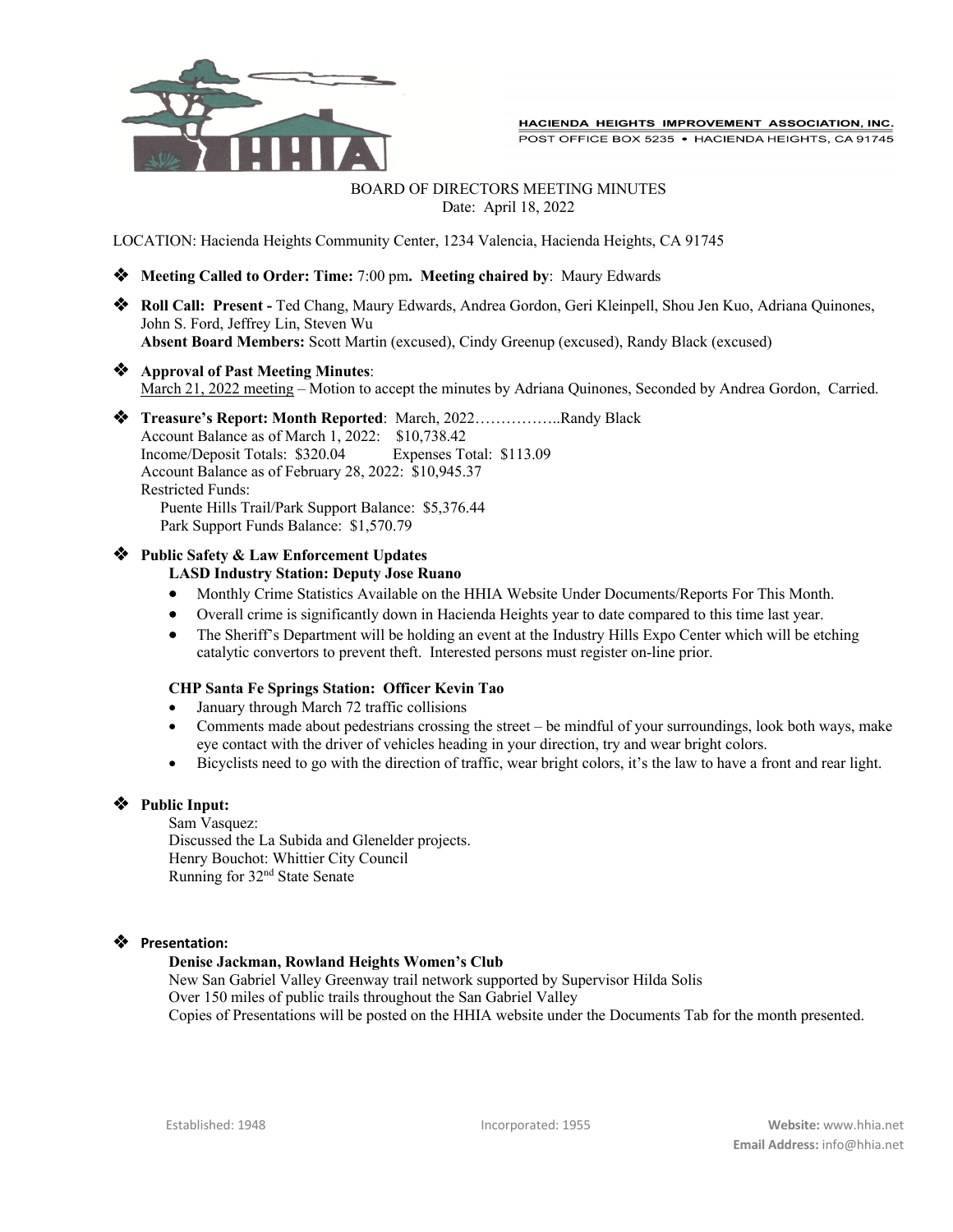HACIENDA HEIGHTS IMPROVEMENT ASSOCIATION, INC.
POST OFFICE BOX 5235 • HACIENDA HEIGHTS, CA 91745

BOARD OF DIRECTORS MEETING MINUTES
Date: April 18, 2022

LOCATION: Hacienda Heights Community Center, 1234 Valencia, Hacienda Heights, CA 91745

- **Meeting Called to Order: Time:** 7:00 pm**. Meeting chaired by**: Maury Edwards
- **Roll Call: Present -** Ted Chang, Maury Edwards, Andrea Gordon, Geri Kleinpell, Shou Jen Kuo, Adriana Quinones, John S. Ford, Jeffrey Lin, Steven Wu
  **Absent Board Members:** Scott Martin (excused), Cindy Greenup (excused), Randy Black (excused)
- **Approval of Past Meeting Minutes**:
  March 21, 2022 meeting – Motion to accept the minutes by Adriana Quinones, Seconded by Andrea Gordon, Carried.
- **Treasure's Report: Month Reported**: March, 2022……………..Randy Black
  Account Balance as of March 1, 2022: $10,738.42
  Income/Deposit Totals: $320.04 Expenses Total: $113.09
  Account Balance as of February 28, 2022: $10,945.37
  Restricted Funds:
  Puente Hills Trail/Park Support Balance: $5,376.44
  Park Support Funds Balance: $1,570.79
- **Public Safety & Law Enforcement Updates**
  **LASD Industry Station: Deputy Jose Ruano**
  - Monthly Crime Statistics Available on the HHIA Website Under Documents/Reports For This Month.
  - Overall crime is significantly down in Hacienda Heights year to date compared to this time last year.
  - The Sheriff's Department will be holding an event at the Industry Hills Expo Center which will be etching catalytic convertors to prevent theft. Interested persons must register on-line prior.

  **CHP Santa Fe Springs Station: Officer Kevin Tao**
  - January through March 72 traffic collisions
  - Comments made about pedestrians crossing the street – be mindful of your surroundings, look both ways, make eye contact with the driver of vehicles heading in your direction, try and wear bright colors.
  - Bicyclists need to go with the direction of traffic, wear bright colors, it's the law to have a front and rear light.
- **Public Input:**
  Sam Vasquez:
  Discussed the La Subida and Glenelder projects.
  Henry Bouchot: Whittier City Council
  Running for 32nd State Senate
- **Presentation:**
  **Denise Jackman, Rowland Heights Women's Club**
  New San Gabriel Valley Greenway trail network supported by Supervisor Hilda Solis
  Over 150 miles of public trails throughout the San Gabriel Valley
  Copies of Presentations will be posted on the HHIA website under the Documents Tab for the month presented.

Established: 1948 Incorporated: 1955 **Website:** www.hhia.net **Email Address:** info@hhia.net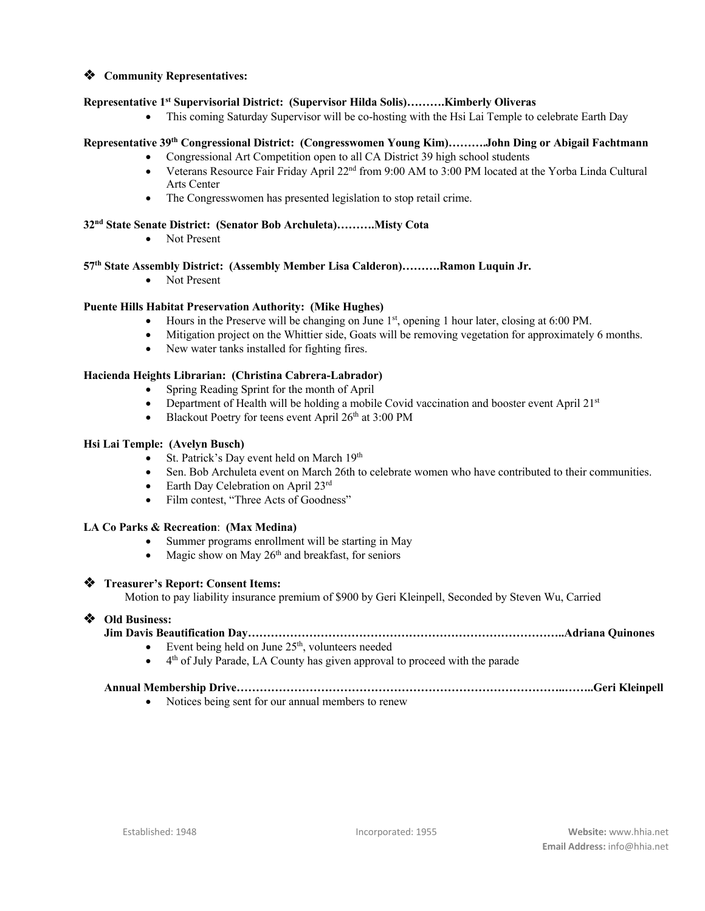- **Community Representatives:**

**Representative 1st Supervisorial District: (Supervisor Hilda Solis)……….Kimberly Oliveras**

- This coming Saturday Supervisor will be co-hosting with the Hsi Lai Temple to celebrate Earth Day

**Representative 39th Congressional District: (Congresswomen Young Kim)……….John Ding or Abigail Fachtmann**

- Congressional Art Competition open to all CA District 39 high school students
- Veterans Resource Fair Friday April 22nd from 9:00 AM to 3:00 PM located at the Yorba Linda Cultural Arts Center
- The Congresswomen has presented legislation to stop retail crime.

**32nd State Senate District: (Senator Bob Archuleta)……….Misty Cota**

- Not Present

**57th State Assembly District: (Assembly Member Lisa Calderon)……….Ramon Luquin Jr.**

- Not Present

**Puente Hills Habitat Preservation Authority: (Mike Hughes)**

- Hours in the Preserve will be changing on June 1st, opening 1 hour later, closing at 6:00 PM.
- Mitigation project on the Whittier side, Goats will be removing vegetation for approximately 6 months.
- New water tanks installed for fighting fires.

**Hacienda Heights Librarian: (Christina Cabrera-Labrador)**

- Spring Reading Sprint for the month of April
- Department of Health will be holding a mobile Covid vaccination and booster event April 21st
- Blackout Poetry for teens event April 26th at 3:00 PM

**Hsi Lai Temple: (Avelyn Busch)**

- St. Patrick's Day event held on March 19th
- Sen. Bob Archuleta event on March 26th to celebrate women who have contributed to their communities.
- Earth Day Celebration on April 23rd
- Film contest, "Three Acts of Goodness"

**LA Co Parks & Recreation: (Max Medina)**

- Summer programs enrollment will be starting in May
- Magic show on May 26th and breakfast, for seniors

- **Treasurer's Report: Consent Items:**

Motion to pay liability insurance premium of $900 by Geri Kleinpell, Seconded by Steven Wu, Carried

- **Old Business:**

**Jim Davis Beautification Day…………………………………………………………………………..Adriana Quinones**

- Event being held on June 25th, volunteers needed
- 4th of July Parade, LA County has given approval to proceed with the parade

**Annual Membership Drive…………………………………………………………………………..……..Geri Kleinpell**

- Notices being sent for our annual members to renew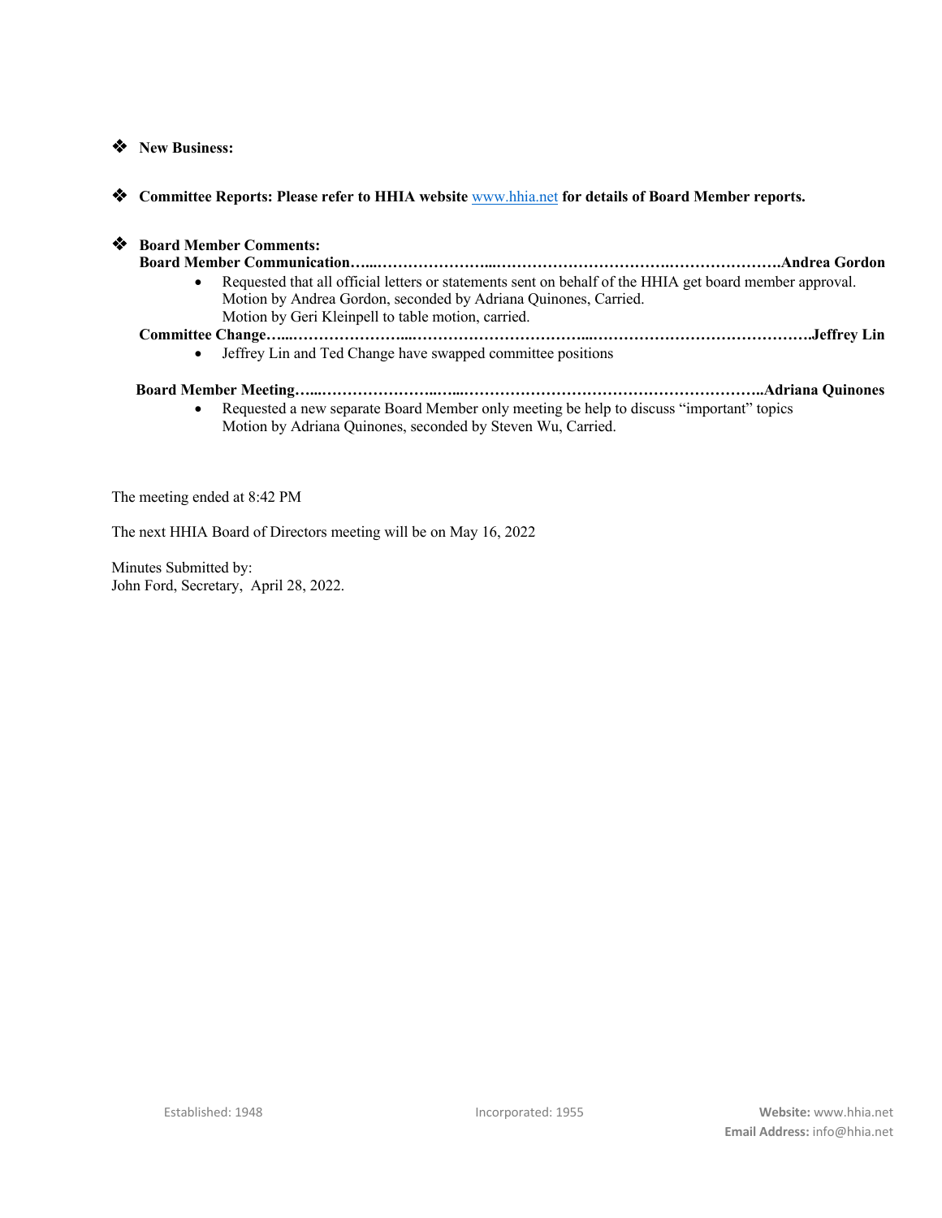- **New Business:**

- **Committee Reports: Please refer to HHIA website [www.hhia.net](http://www.hhia.net) for details of Board Member reports.**

- **Board Member Comments:**

  **Board Member Communication…...…………………...……………………………….…………………Andrea Gordon**
  - Requested that all official letters or statements sent on behalf of the HHIA get board member approval.
    Motion by Andrea Gordon, seconded by Adriana Quinones, Carried.
    Motion by Geri Kleinpell to table motion, carried.

  **Committee Change…...…………………...……………………………...…………………………………….Jeffrey Lin**
  - Jeffrey Lin and Ted Change have swapped committee positions

  **Board Member Meeting…...………………..…...…………………………………………………..Adriana Quinones**
  - Requested a new separate Board Member only meeting be help to discuss "important" topics
    Motion by Adriana Quinones, seconded by Steven Wu, Carried.

The meeting ended at 8:42 PM

The next HHIA Board of Directors meeting will be on May 16, 2022

Minutes Submitted by:
John Ford, Secretary, April 28, 2022.